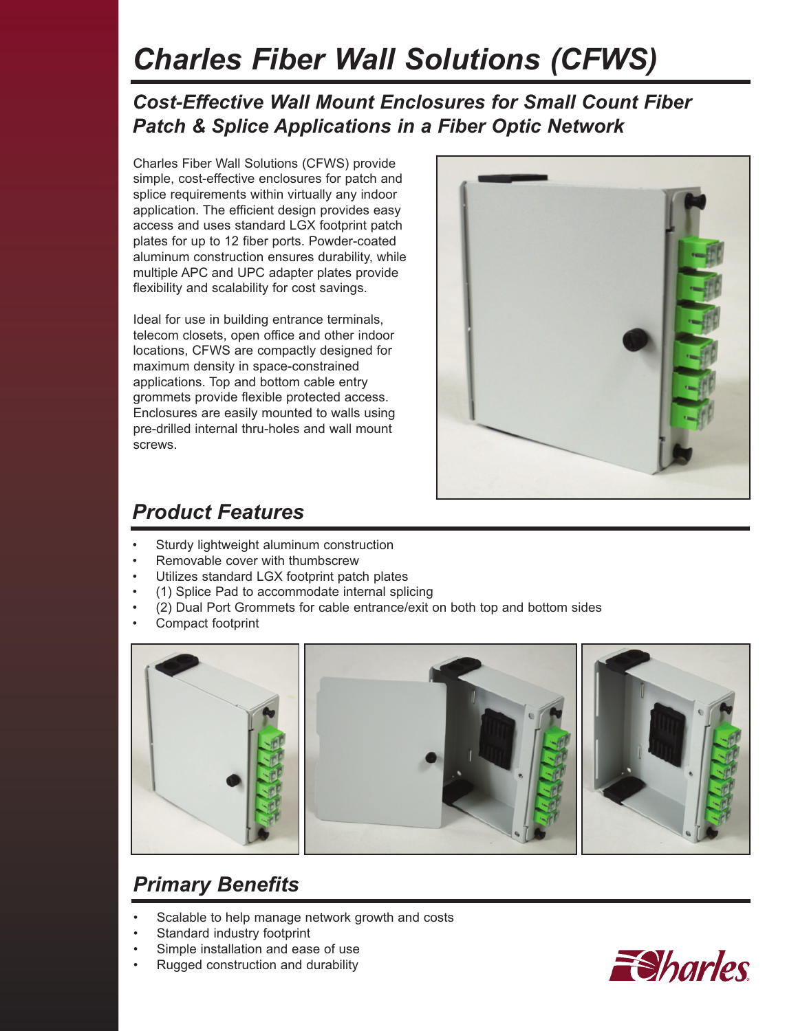# *Charles Fiber Wall Solutions (CFWS)*

## *Cost-Effective Wall Mount Enclosures for Small Count Fiber Patch & Splice Applications in a Fiber Optic Network*

Charles Fiber Wall Solutions (CFWS) provide simple, cost-effective enclosures for patch and splice requirements within virtually any indoor application. The efficient design provides easy access and uses standard LGX footprint patch plates for up to 12 fiber ports. Powder-coated aluminum construction ensures durability, while multiple APC and UPC adapter plates provide flexibility and scalability for cost savings.

Ideal for use in building entrance terminals, telecom closets, open office and other indoor locations, CFWS are compactly designed for maximum density in space-constrained applications. Top and bottom cable entry grommets provide flexible protected access. Enclosures are easily mounted to walls using pre-drilled internal thru-holes and wall mount screws.

## *Product Features*

- Sturdy lightweight aluminum construction
- Removable cover with thumbscrew
- Utilizes standard LGX footprint patch plates
- (1) Splice Pad to accommodate internal splicing
- (2) Dual Port Grommets for cable entrance/exit on both top and bottom sides
- Compact footprint

## *Primary Benefits*

- Scalable to help manage network growth and costs
- Standard industry footprint
- Simple installation and ease of use
- Rugged construction and durability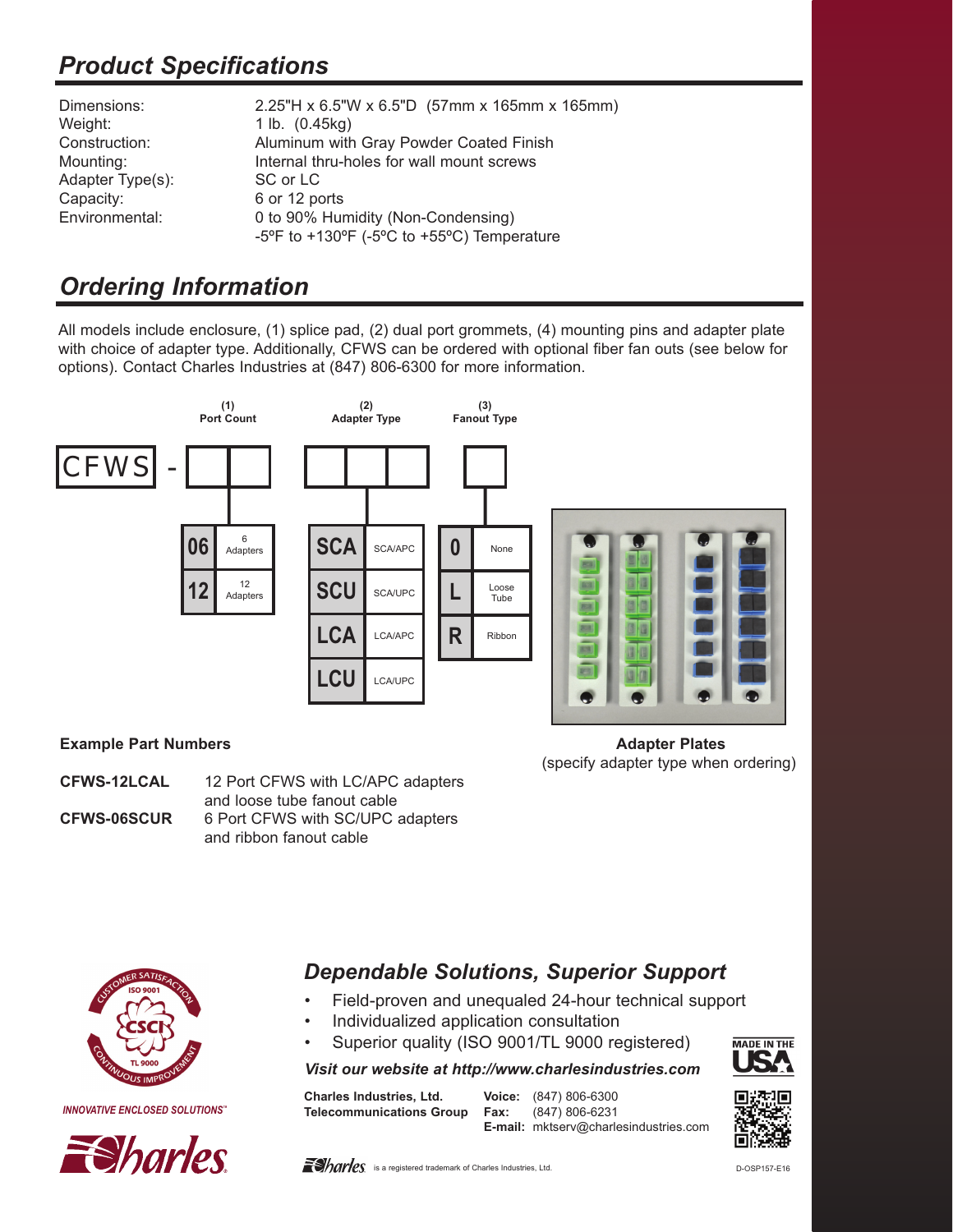## Product Specifications

| | |
|---|---|
| Dimensions: | 2.25"H x 6.5"W x 6.5"D (57mm x 165mm x 165mm) |
| Weight: | 1 lb. (0.45kg) |
| Construction: | Aluminum with Gray Powder Coated Finish |
| Mounting: | Internal thru-holes for wall mount screws |
| Adapter Type(s): | SC or LC |
| Capacity: | 6 or 12 ports |
| Environmental: | 0 to 90% Humidity (Non-Condensing)<br>-5ºF to +130ºF (-5ºC to +55ºC) Temperature |

## Ordering Information

All models include enclosure, (1) splice pad, (2) dual port grommets, (4) mounting pins and adapter plate with choice of adapter type. Additionally, CFWS can be ordered with optional fiber fan outs (see below for options). Contact Charles Industries at (847) 806-6300 for more information.

CFWS - [(1) Port Count] [(2) Adapter Type] [(3) Fanout Type]

**(1) Port Count**

| | |
|---|---|
| **06** | 6 Adapters |
| **12** | 12 Adapters |

**(2) Adapter Type**

| | |
|---|---|
| **SCA** | SCA/APC |
| **SCU** | SCA/UPC |
| **LCA** | LCA/APC |
| **LCU** | LCA/UPC |

**(3) Fanout Type**

| | |
|---|---|
| **0** | None |
| **L** | Loose Tube |
| **R** | Ribbon |

**Adapter Plates**
(specify adapter type when ordering)

**Example Part Numbers**

| | |
|---|---|
| **CFWS-12LCAL** | 12 Port CFWS with LC/APC adapters and loose tube fanout cable |
| **CFWS-06SCUR** | 6 Port CFWS with SC/UPC adapters and ribbon fanout cable |

## *Dependable Solutions, Superior Support*

- Field-proven and unequaled 24-hour technical support
- Individualized application consultation
- Superior quality (ISO 9001/TL 9000 registered)

***Visit our website at http://www.charlesindustries.com***

CUSTOMER SATISFACTION ISO 9001 CSCI TL 9000 CONTINUOUS IMPROVEMENT

*INNOVATIVE ENCLOSED SOLUTIONS™*

Charles

MADE IN THE USA

**Charles Industries, Ltd.**
**Telecommunications Group**

**Voice:** (847) 806-6300
**Fax:** (847) 806-6231
**E-mail:** mktserv@charlesindustries.com

Charles is a registered trademark of Charles Industries, Ltd.

D-OSP157-E16